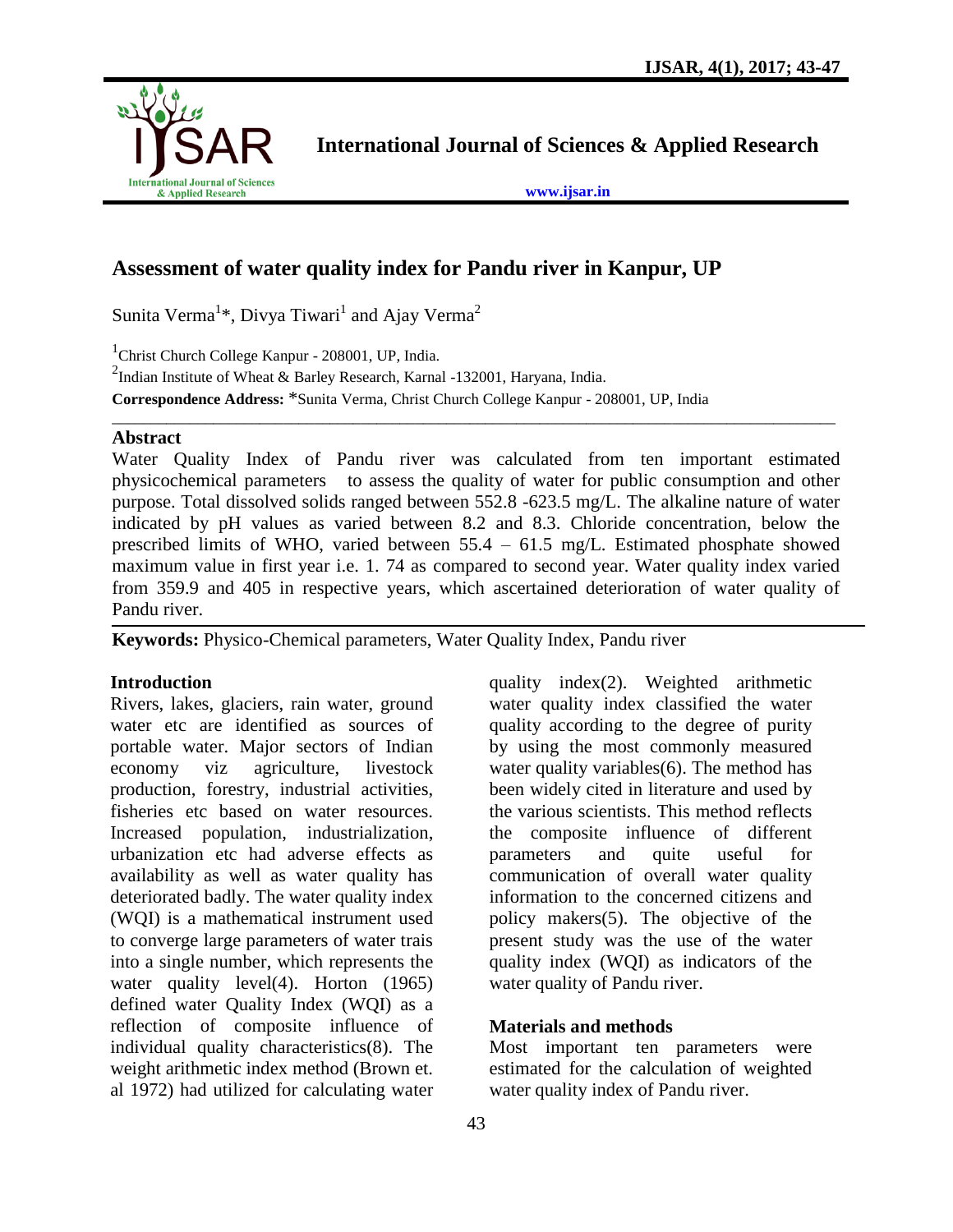# Assessment of water quality index for Pandu river in Kanpur, UP

Sunita Verma[1]*, Divya Tiwari[1] and Ajay Verma[2]

[1]Christ Church College Kanpur - 208001, UP, India.

[2]Indian Institute of Wheat & Barley Research, Karnal -132001, Haryana, India.

**Correspondence Address:** *Sunita Verma, Christ Church College Kanpur - 208001, UP, India

## Abstract

Water Quality Index of Pandu river was calculated from ten important estimated physicochemical parameters to assess the quality of water for public consumption and other purpose. Total dissolved solids ranged between 552.8 -623.5 mg/L. The alkaline nature of water indicated by pH values as varied between 8.2 and 8.3. Chloride concentration, below the prescribed limits of WHO, varied between 55.4 – 61.5 mg/L. Estimated phosphate showed maximum value in first year i.e. 1. 74 as compared to second year. Water quality index varied from 359.9 and 405 in respective years, which ascertained deterioration of water quality of Pandu river.

**Keywords:** Physico-Chemical parameters, Water Quality Index, Pandu river

## Introduction

Rivers, lakes, glaciers, rain water, ground water etc are identified as sources of portable water. Major sectors of Indian economy viz agriculture, livestock production, forestry, industrial activities, fisheries etc based on water resources. Increased population, industrialization, urbanization etc had adverse effects as availability as well as water quality has deteriorated badly. The water quality index (WQI) is a mathematical instrument used to converge large parameters of water trais into a single number, which represents the water quality level(4). Horton (1965) defined water Quality Index (WQI) as a reflection of composite influence of individual quality characteristics(8). The weight arithmetic index method (Brown et. al 1972) had utilized for calculating water quality index(2). Weighted arithmetic water quality index classified the water quality according to the degree of purity by using the most commonly measured water quality variables(6). The method has been widely cited in literature and used by the various scientists. This method reflects the composite influence of different parameters and quite useful for communication of overall water quality information to the concerned citizens and policy makers(5). The objective of the present study was the use of the water quality index (WQI) as indicators of the water quality of Pandu river.

## Materials and methods

Most important ten parameters were estimated for the calculation of weighted water quality index of Pandu river.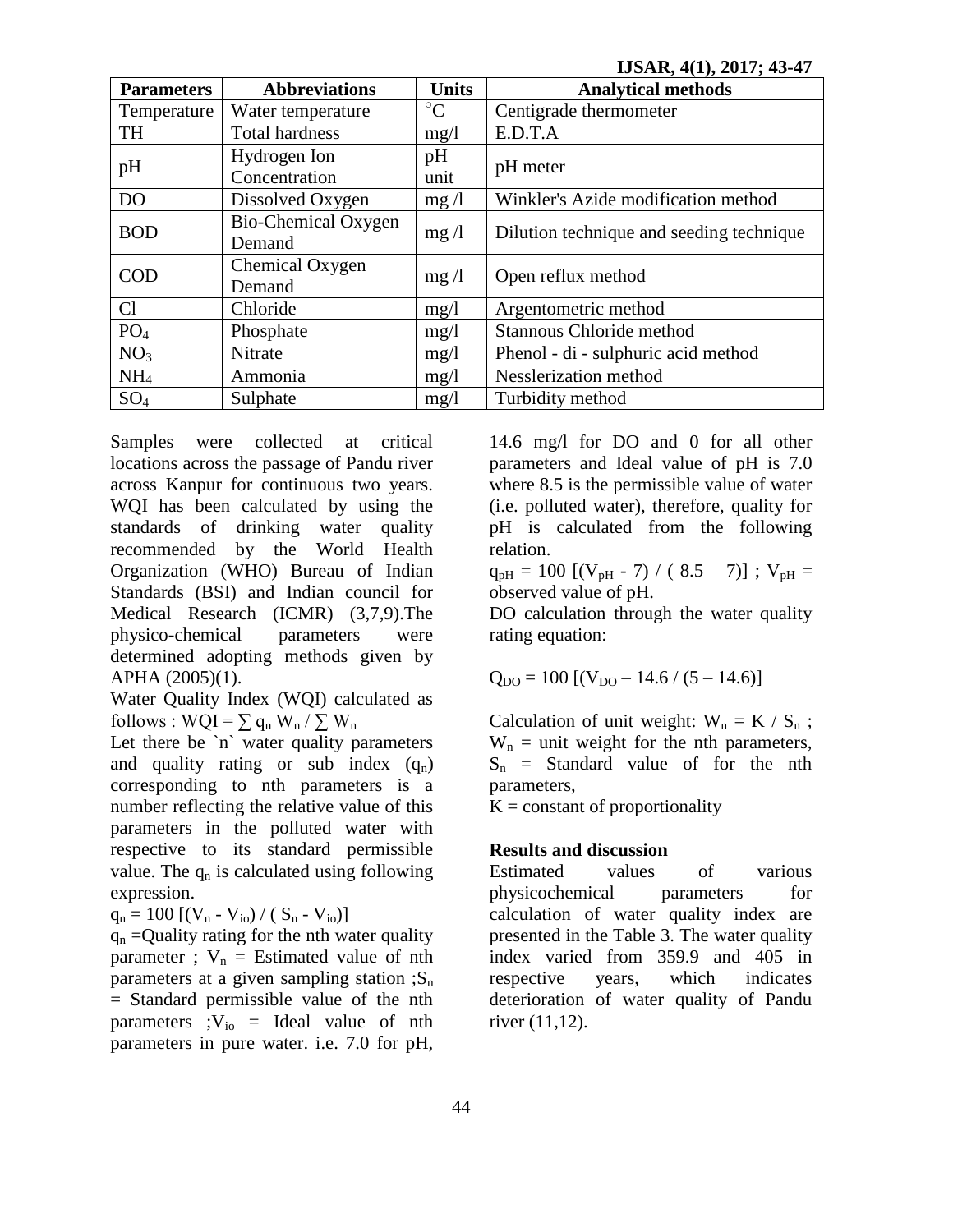| Parameters | Abbreviations | Units | Analytical methods |
|---|---|---|---|
| Temperature | Water temperature | $^{\circ}C$ | Centigrade thermometer |
| TH | Total hardness | mg/l | E.D.T.A |
| pH | Hydrogen Ion Concentration | pH unit | pH meter |
| DO | Dissolved Oxygen | mg /l | Winkler's Azide modification method |
| BOD | Bio-Chemical Oxygen Demand | mg /l | Dilution technique and seeding technique |
| COD | Chemical Oxygen Demand | mg /l | Open reflux method |
| Cl | Chloride | mg/l | Argentometric method |
| $PO_4$ | Phosphate | mg/l | Stannous Chloride method |
| $NO_3$ | Nitrate | mg/l | Phenol - di - sulphuric acid method |
| $NH_4$ | Ammonia | mg/l | Nesslerization method |
| $SO_4$ | Sulphate | mg/l | Turbidity method |

Samples were collected at critical locations across the passage of Pandu river across Kanpur for continuous two years. WQI has been calculated by using the standards of drinking water quality recommended by the World Health Organization (WHO) Bureau of Indian Standards (BSI) and Indian council for Medical Research (ICMR) (3,7,9).The physico-chemical parameters were determined adopting methods given by APHA (2005)(1).

Water Quality Index (WQI) calculated as follows : $WQI = \sum q_n W_n / \sum W_n$

Let there be `n` water quality parameters and quality rating or sub index ($q_n$) corresponding to nth parameters is a number reflecting the relative value of this parameters in the polluted water with respective to its standard permissible value. The $q_n$ is calculated using following expression.

$q_n = 100 [(V_n - V_{io}) / ( S_n - V_{io})]$

$q_n$ =Quality rating for the nth water quality parameter ; $V_n$ = Estimated value of nth parameters at a given sampling station ;$S_n$ = Standard permissible value of the nth parameters ;$V_{io}$ = Ideal value of nth parameters in pure water. i.e. 7.0 for pH, 14.6 mg/l for DO and 0 for all other parameters and Ideal value of pH is 7.0 where 8.5 is the permissible value of water (i.e. polluted water), therefore, quality for pH is calculated from the following relation.

$q_{pH} = 100 [(V_{pH} - 7) / ( 8.5 – 7)]$ ; $V_{pH}$ = observed value of pH.

DO calculation through the water quality rating equation:

$$Q_{DO} = 100 [(V_{DO} – 14.6 / (5 – 14.6)]$$

Calculation of unit weight: $W_n = K / S_n$ ; $W_n$ = unit weight for the nth parameters, $S_n$ = Standard value of for the nth parameters,

K = constant of proportionality

## Results and discussion

Estimated values of various physicochemical parameters for calculation of water quality index are presented in the Table 3. The water quality index varied from 359.9 and 405 in respective years, which indicates deterioration of water quality of Pandu river (11,12).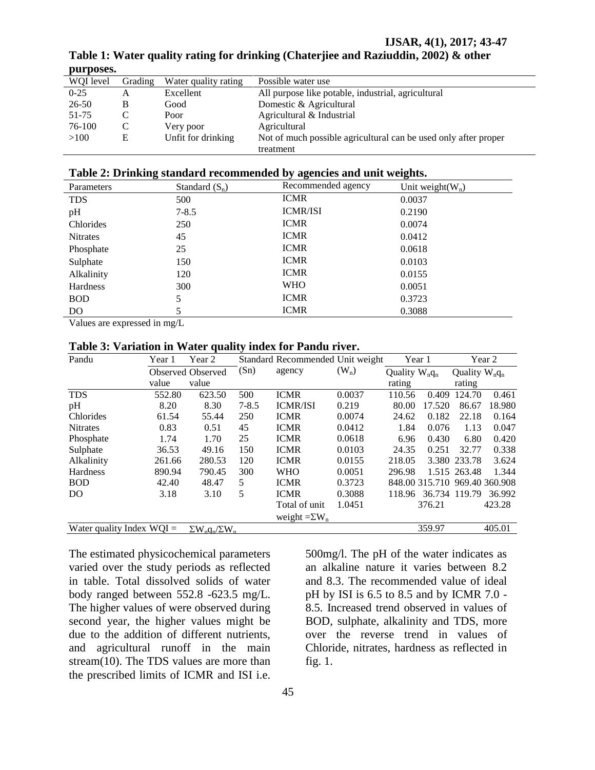**Table 1: Water quality rating for drinking (Chaterjiee and Raziuddin, 2002) & other purposes.**

| WQI level | Grading | Water quality rating | Possible water use |
|---|---|---|---|
| 0-25 | A | Excellent | All purpose like potable, industrial, agricultural |
| 26-50 | B | Good | Domestic & Agricultural |
| 51-75 | C | Poor | Agricultural & Industrial |
| 76-100 | C | Very poor | Agricultural |
| >100 | E | Unfit for drinking | Not of much possible agricultural can be used only after proper treatment |

**Table 2: Drinking standard recommended by agencies and unit weights.**

| Parameters | Standard ($S_n$) | Recommended agency | Unit weight($W_n$) |
|---|---|---|---|
| TDS | 500 | ICMR | 0.0037 |
| pH | 7-8.5 | ICMR/ISI | 0.2190 |
| Chlorides | 250 | ICMR | 0.0074 |
| Nitrates | 45 | ICMR | 0.0412 |
| Phosphate | 25 | ICMR | 0.0618 |
| Sulphate | 150 | ICMR | 0.0103 |
| Alkalinity | 120 | ICMR | 0.0155 |
| Hardness | 300 | WHO | 0.0051 |
| BOD | 5 | ICMR | 0.3723 |
| DO | 5 | ICMR | 0.3088 |

Values are expressed in mg/L

**Table 3: Variation in Water quality index for Pandu river.**

| Pandu | Year 1 | Year 2 | Standard | Recommended | Unit weight | Year 1 | | Year 2 | |
|---|---|---|---|---|---|---|---|---|---|
| | Observed value | Observed value | (Sn) | agency | ($W_n$) | Quality rating | $W_nq_n$ | Quality rating | $W_nq_n$ |
| TDS | 552.80 | 623.50 | 500 | ICMR | 0.0037 | 110.56 | 0.409 | 124.70 | 0.461 |
| pH | 8.20 | 8.30 | 7-8.5 | ICMR/ISI | 0.219 | 80.00 | 17.520 | 86.67 | 18.980 |
| Chlorides | 61.54 | 55.44 | 250 | ICMR | 0.0074 | 24.62 | 0.182 | 22.18 | 0.164 |
| Nitrates | 0.83 | 0.51 | 45 | ICMR | 0.0412 | 1.84 | 0.076 | 1.13 | 0.047 |
| Phosphate | 1.74 | 1.70 | 25 | ICMR | 0.0618 | 6.96 | 0.430 | 6.80 | 0.420 |
| Sulphate | 36.53 | 49.16 | 150 | ICMR | 0.0103 | 24.35 | 0.251 | 32.77 | 0.338 |
| Alkalinity | 261.66 | 280.53 | 120 | ICMR | 0.0155 | 218.05 | 3.380 | 233.78 | 3.624 |
| Hardness | 890.94 | 790.45 | 300 | WHO | 0.0051 | 296.98 | 1.515 | 263.48 | 1.344 |
| BOD | 42.40 | 48.47 | 5 | ICMR | 0.3723 | 848.00 | 315.710 | 969.40 | 360.908 |
| DO | 3.18 | 3.10 | 5 | ICMR | 0.3088 | 118.96 | 36.734 | 119.79 | 36.992 |
| | | | | Total of unit weight $=\Sigma W_n$ | 1.0451 | | 376.21 | | 423.28 |
| Water quality Index WQI = | $\Sigma W_nq_n/\Sigma W_n$ | | | | | | 359.97 | | 405.01 |

The estimated physicochemical parameters varied over the study periods as reflected in table. Total dissolved solids of water body ranged between 552.8 -623.5 mg/L. The higher values of were observed during second year, the higher values might be due to the addition of different nutrients, and agricultural runoff in the main stream(10). The TDS values are more than the prescribed limits of ICMR and ISI i.e. 500mg/l. The pH of the water indicates as an alkaline nature it varies between 8.2 and 8.3. The recommended value of ideal pH by ISI is 6.5 to 8.5 and by ICMR 7.0 - 8.5. Increased trend observed in values of BOD, sulphate, alkalinity and TDS, more over the reverse trend in values of Chloride, nitrates, hardness as reflected in fig. 1.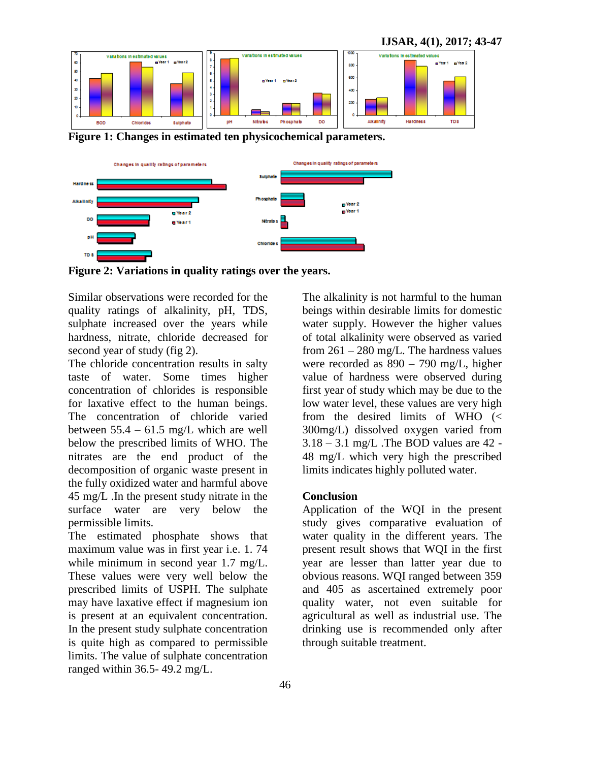Figure 1: Changes in estimated ten physicochemical parameters.

Figure 2: Variations in quality ratings over the years.

Similar observations were recorded for the quality ratings of alkalinity, pH, TDS, sulphate increased over the years while hardness, nitrate, chloride decreased for second year of study (fig 2).

The chloride concentration results in salty taste of water. Some times higher concentration of chlorides is responsible for laxative effect to the human beings. The concentration of chloride varied between 55.4 – 61.5 mg/L which are well below the prescribed limits of WHO. The nitrates are the end product of the decomposition of organic waste present in the fully oxidized water and harmful above 45 mg/L .In the present study nitrate in the surface water are very below the permissible limits.

The estimated phosphate shows that maximum value was in first year i.e. 1. 74 while minimum in second year 1.7 mg/L. These values were very well below the prescribed limits of USPH. The sulphate may have laxative effect if magnesium ion is present at an equivalent concentration. In the present study sulphate concentration is quite high as compared to permissible limits. The value of sulphate concentration ranged within 36.5- 49.2 mg/L.

The alkalinity is not harmful to the human beings within desirable limits for domestic water supply. However the higher values of total alkalinity were observed as varied from 261 – 280 mg/L. The hardness values were recorded as 890 – 790 mg/L, higher value of hardness were observed during first year of study which may be due to the low water level, these values are very high from the desired limits of WHO (< 300mg/L) dissolved oxygen varied from 3.18 – 3.1 mg/L .The BOD values are 42 - 48 mg/L which very high the prescribed limits indicates highly polluted water.

## Conclusion

Application of the WQI in the present study gives comparative evaluation of water quality in the different years. The present result shows that WQI in the first year are lesser than latter year due to obvious reasons. WQI ranged between 359 and 405 as ascertained extremely poor quality water, not even suitable for agricultural as well as industrial use. The drinking use is recommended only after through suitable treatment.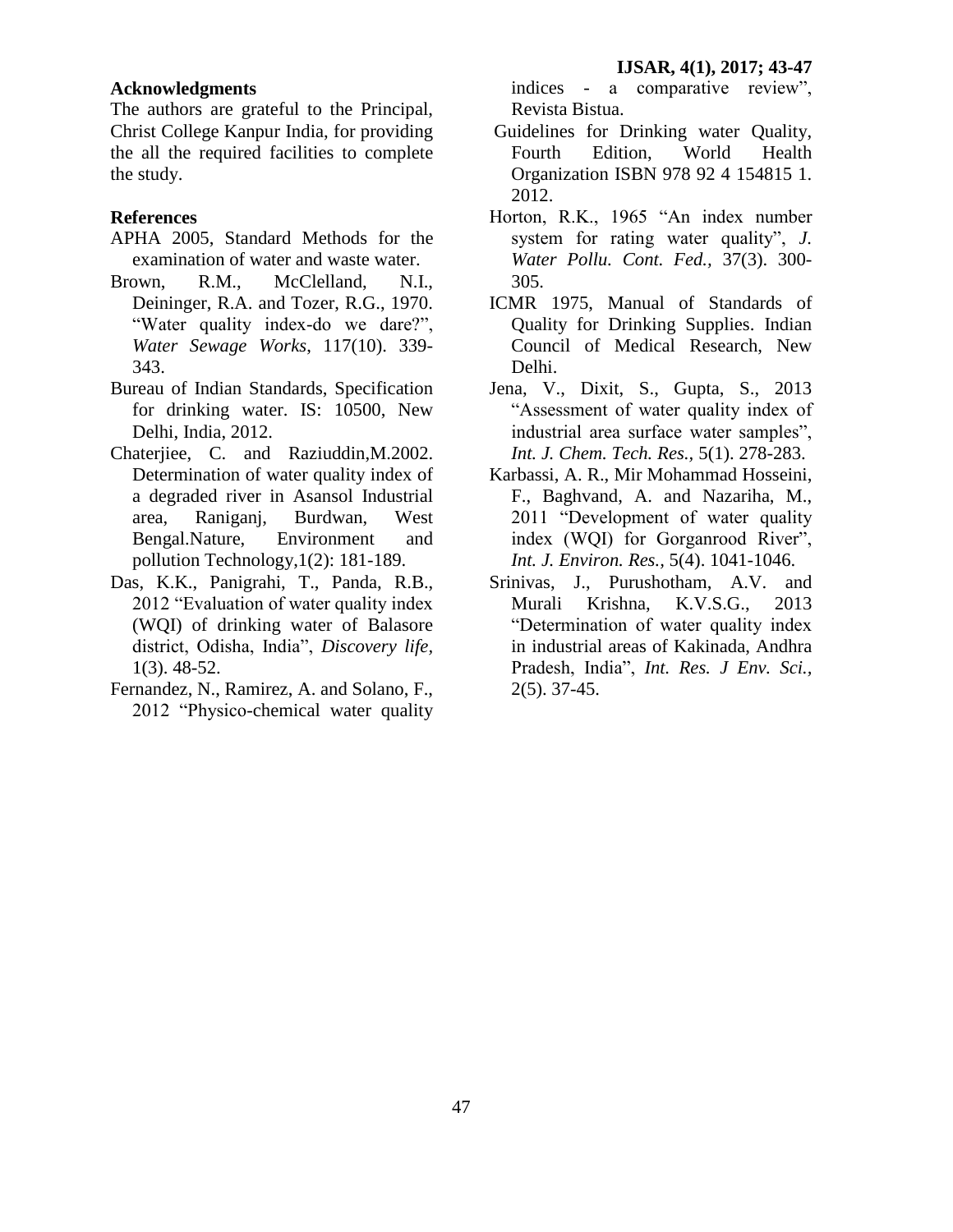## Acknowledgments

The authors are grateful to the Principal, Christ College Kanpur India, for providing the all the required facilities to complete the study.

## References

APHA 2005, Standard Methods for the examination of water and waste water.

Brown, R.M., McClelland, N.I., Deininger, R.A. and Tozer, R.G., 1970. "Water quality index-do we dare?", *Water Sewage Works*, 117(10). 339-343.

Bureau of Indian Standards, Specification for drinking water. IS: 10500, New Delhi, India, 2012.

Chaterjiee, C. and Raziuddin,M.2002. Determination of water quality index of a degraded river in Asansol Industrial area, Raniganj, Burdwan, West Bengal.Nature, Environment and pollution Technology,1(2): 181-189.

Das, K.K., Panigrahi, T., Panda, R.B., 2012 "Evaluation of water quality index (WQI) of drinking water of Balasore district, Odisha, India", *Discovery life,* 1(3). 48-52.

Fernandez, N., Ramirez, A. and Solano, F., 2012 "Physico-chemical water quality indices - a comparative review", Revista Bistua.

Guidelines for Drinking water Quality, Fourth Edition, World Health Organization ISBN 978 92 4 154815 1. 2012.

Horton, R.K., 1965 "An index number system for rating water quality", *J. Water Pollu. Cont. Fed.,* 37(3). 300-305.

ICMR 1975, Manual of Standards of Quality for Drinking Supplies. Indian Council of Medical Research, New Delhi.

Jena, V., Dixit, S., Gupta, S., 2013 "Assessment of water quality index of industrial area surface water samples", *Int. J. Chem. Tech. Res.,* 5(1). 278-283.

Karbassi, A. R., Mir Mohammad Hosseini, F., Baghvand, A. and Nazariha, M., 2011 "Development of water quality index (WQI) for Gorganrood River", *Int. J. Environ. Res.,* 5(4). 1041-1046.

Srinivas, J., Purushotham, A.V. and Murali Krishna, K.V.S.G., 2013 "Determination of water quality index in industrial areas of Kakinada, Andhra Pradesh, India", *Int. Res. J Env. Sci.,* 2(5). 37-45.